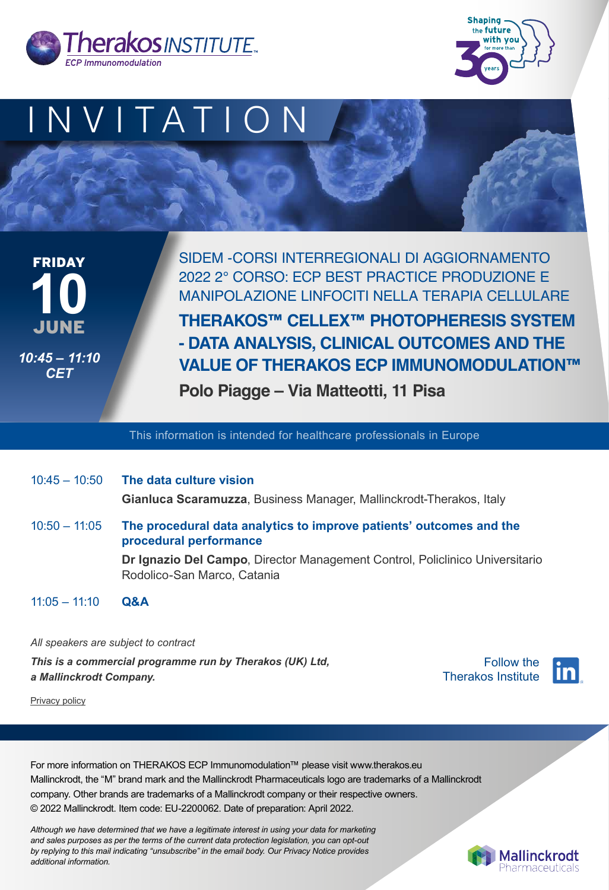Therakos INSTITUTE™
ECP Immunomodulation

Shaping the future with you for more than 30 years

# INVITATION

**FRIDAY 10 JUNE**

***10:45 – 11:10 CET***

SIDEM -CORSI INTERREGIONALI DI AGGIORNAMENTO 2022 2° CORSO: ECP BEST PRACTICE PRODUZIONE E MANIPOLAZIONE LINFOCITI NELLA TERAPIA CELLULARE

## THERAKOS™ CELLEX™ PHOTOPHERESIS SYSTEM - DATA ANALYSIS, CLINICAL OUTCOMES AND THE VALUE OF THERAKOS ECP IMMUNOMODULATION™

**Polo Piagge – Via Matteotti, 11 Pisa**

This information is intended for healthcare professionals in Europe

10:45 – 10:50 **The data culture vision**

**Gianluca Scaramuzza**, Business Manager, Mallinckrodt-Therakos, Italy

10:50 – 11:05 **The procedural data analytics to improve patients' outcomes and the procedural performance**

**Dr Ignazio Del Campo**, Director Management Control, Policlinico Universitario Rodolico-San Marco, Catania

11:05 – 11:10 **Q&A**

*All speakers are subject to contract*

***This is a commercial programme run by Therakos (UK) Ltd, a Mallinckrodt Company.***

Follow the Therakos Institute

Privacy policy

For more information on THERAKOS ECP Immunomodulation™ please visit www.therakos.eu
Mallinckrodt, the "M" brand mark and the Mallinckrodt Pharmaceuticals logo are trademarks of a Mallinckrodt company. Other brands are trademarks of a Mallinckrodt company or their respective owners.
© 2022 Mallinckrodt. Item code: EU-2200062. Date of preparation: April 2022.

*Although we have determined that we have a legitimate interest in using your data for marketing and sales purposes as per the terms of the current data protection legislation, you can opt-out by replying to this mail indicating "unsubscribe" in the email body. Our Privacy Notice provides additional information.*

Mallinckrodt Pharmaceuticals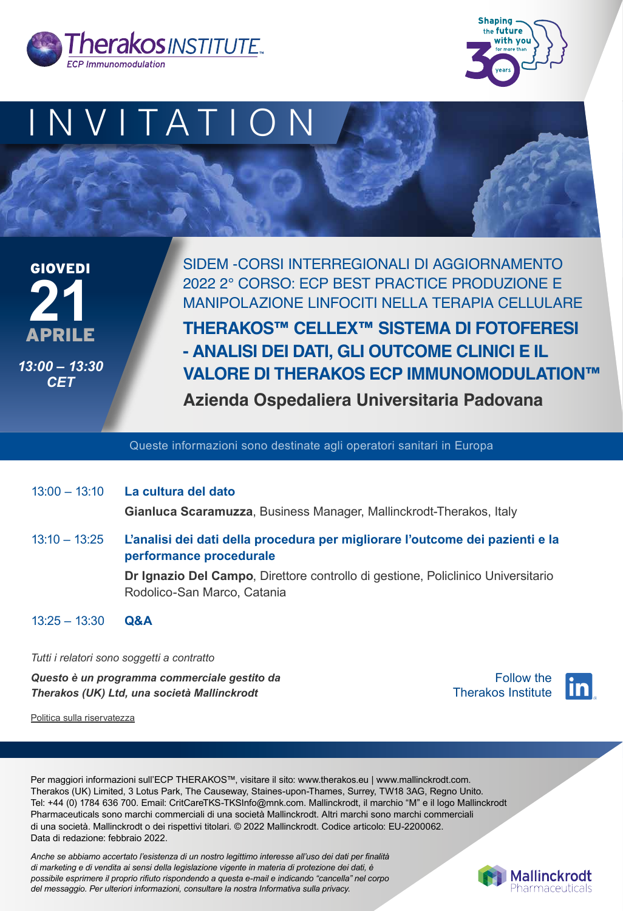Therakos INSTITUTE™
ECP Immunomodulation

Shaping the future with you for more than 30 years

# INVITATION

**GIOVEDI**
**21**
**APRILE**

***13:00 – 13:30 CET***

SIDEM -CORSI INTERREGIONALI DI AGGIORNAMENTO 2022 2° CORSO: ECP BEST PRACTICE PRODUZIONE E MANIPOLAZIONE LINFOCITI NELLA TERAPIA CELLULARE

## THERAKOS™ CELLEX™ SISTEMA DI FOTOFERESI - ANALISI DEI DATI, GLI OUTCOME CLINICI E IL VALORE DI THERAKOS ECP IMMUNOMODULATION™

**Azienda Ospedaliera Universitaria Padovana**

Queste informazioni sono destinate agli operatori sanitari in Europa

| | |
|---|---|
| 13:00 – 13:10 | **La cultura del dato**<br>**Gianluca Scaramuzza**, Business Manager, Mallinckrodt-Therakos, Italy |
| 13:10 – 13:25 | **L'analisi dei dati della procedura per migliorare l'outcome dei pazienti e la performance procedurale**<br>**Dr Ignazio Del Campo**, Direttore controllo di gestione, Policlinico Universitario Rodolico-San Marco, Catania |
| 13:25 – 13:30 | **Q&A** |

*Tutti i relatori sono soggetti a contratto*

***Questo è un programma commerciale gestito da Therakos (UK) Ltd, una società Mallinckrodt***

Follow the Therakos Institute

Politica sulla riservatezza

Per maggiori informazioni sull'ECP THERAKOS™, visitare il sito: www.therakos.eu | www.mallinckrodt.com. Therakos (UK) Limited, 3 Lotus Park, The Causeway, Staines-upon-Thames, Surrey, TW18 3AG, Regno Unito. Tel: +44 (0) 1784 636 700. Email: CritCareTKS-TKSInfo@mnk.com. Mallinckrodt, il marchio "M" e il logo Mallinckrodt Pharmaceuticals sono marchi commerciali di una società Mallinckrodt. Altri marchi sono marchi commerciali di una società. Mallinckrodt o dei rispettivi titolari. © 2022 Mallinckrodt. Codice articolo: EU-2200062. Data di redazione: febbraio 2022.

*Anche se abbiamo accertato l'esistenza di un nostro legittimo interesse all'uso dei dati per finalità di marketing e di vendita ai sensi della legislazione vigente in materia di protezione dei dati, è possibile esprimere il proprio rifiuto rispondendo a questa e-mail e indicando "cancella" nel corpo del messaggio. Per ulteriori informazioni, consultare la nostra Informativa sulla privacy.*

Mallinckrodt Pharmaceuticals